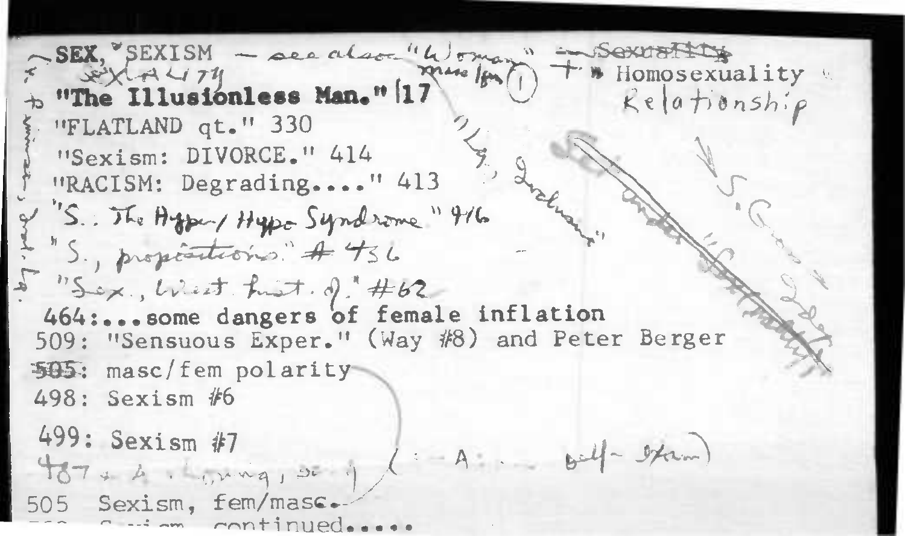SEX, SEXISM — see also "Woman" ~~Sexuality~~ + Homosexuality
Sexuality  masc/fem (1)  Relationship

"The Illusionless Man." 17

"FLATLAND qt." 330

"Sexism: DIVORCE." 414

"RACISM: Degrading...." 413

"S.: The Hyper/Hypo Syndrome" 416

"S., propositions" # 436

"Sex, What first of." #62

464:...some dangers of female inflation

509: "Sensuous Exper." (Way #8) and Peter Berger

~~505~~: masc/fem polarity

498: Sexism #6

499: Sexism #7

487 + A · ...ing, se... ( — A: ... self-esteem)

505 Sexism, fem/masc.

... Sexism continued.....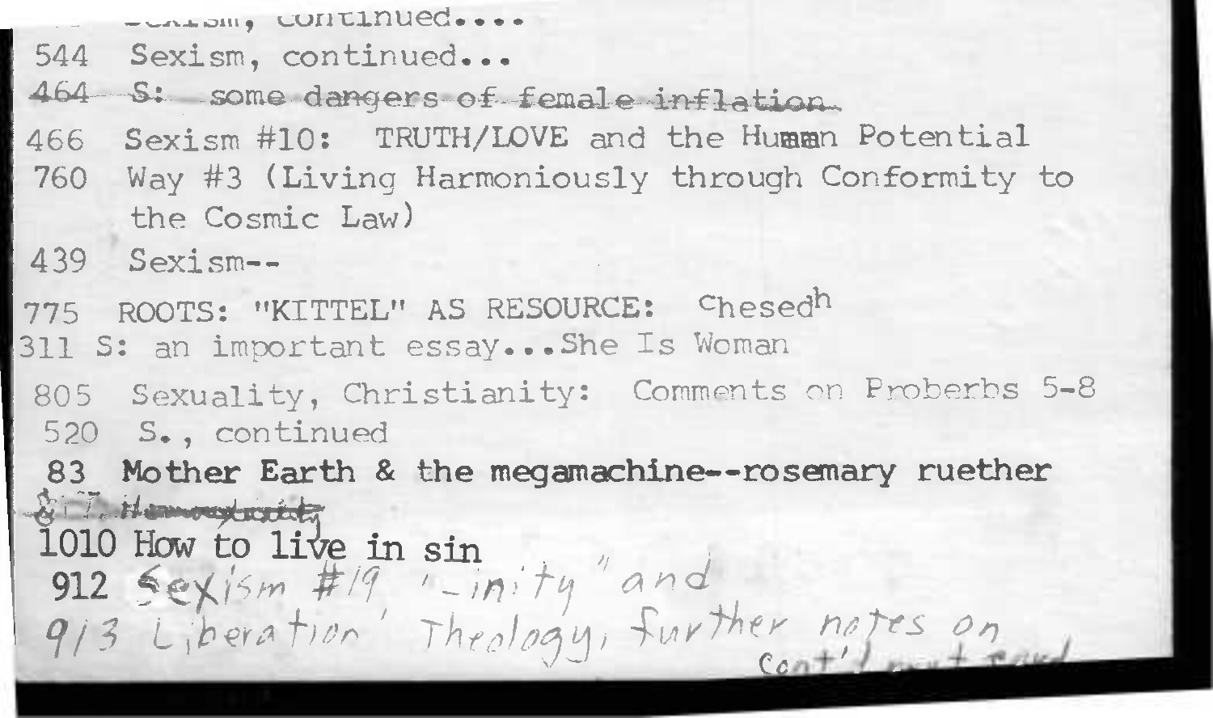Sexism, continued....

544 Sexism, continued...

~~464 S: some dangers of female inflation~~

466 Sexism #10: TRUTH/LOVE and the Human Potential

760 Way #3 (Living Harmoniously through Conformity to the Cosmic Law)

439 Sexism--

775 ROOTS: "KITTEL" AS RESOURCE: Chesed[h]

311 S: an important essay...She Is Woman

805 Sexuality, Christianity: Comments on Proberbs 5-8

520 S., continued

83 **Mother Earth & the megamachine--rosemary ruether**

~~817 Homosexuality~~

1010 How to live in sin

912 Sexism #19, "unity" and

913 Liberation' Theology, further notes on

cont'd next card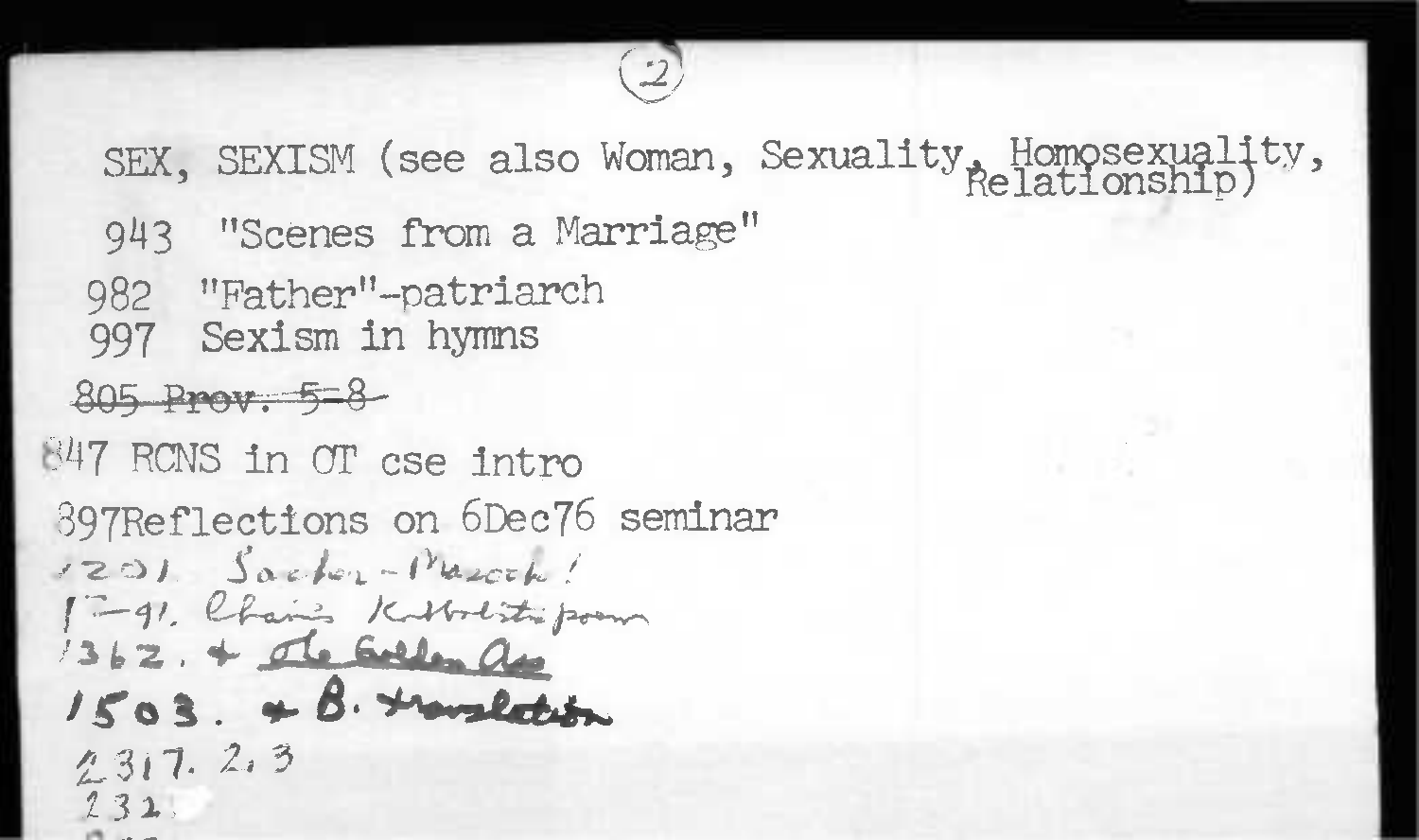(2)

SEX, SEXISM (see also Woman, Sexuality, Homosexuality, Relationship)

943 "Scenes from a Marriage"

982 "Father"-patriarch

997 Sexism in hymns

~~805 Prov. 5-8~~

847 RCNS in OT cse intro

897Reflections on 6Dec76 seminar

1201. Sacher-Masoch!

1291. Claire Kirkbright poem

1362. + The Golden Ass

1503. + B. translation

2317. 2, 3

232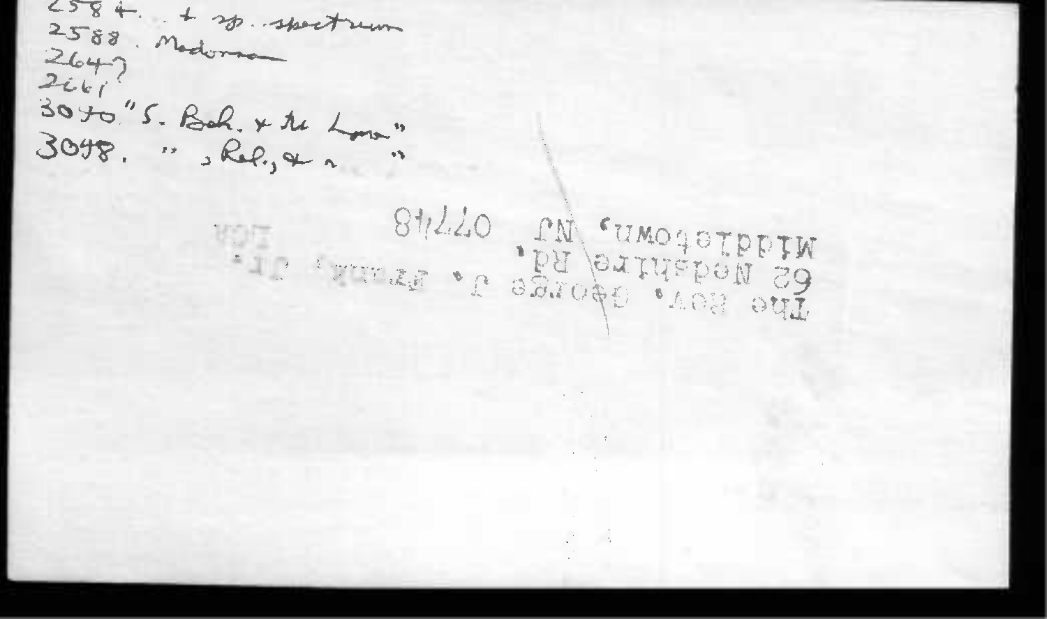2584. . . + sp. . spectrum
2588. Madonna
2647
2661
3040. "S. Bah. & the Love"
3048. " , Rel., & " "

The Rev. George J. Grant, Jr.
62 Nedshire Rd.
Middletown, NJ 07748